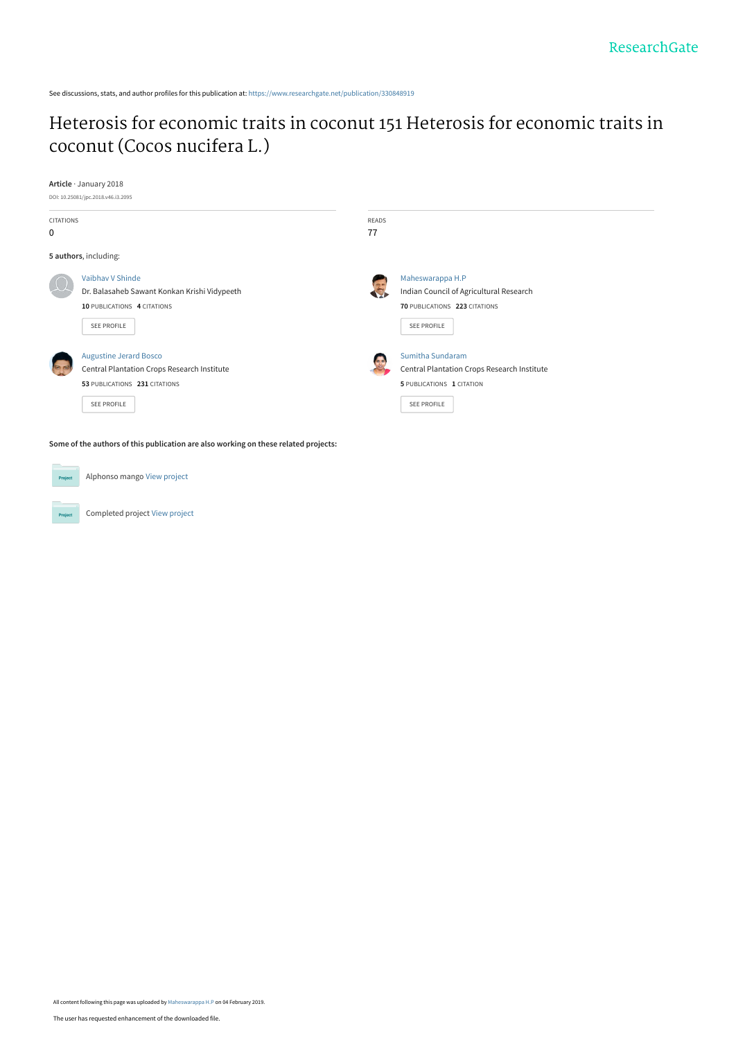See discussions, stats, and author profiles for this publication at: https://www.researchgate.net/publication/330848919

# Heterosis for economic traits in coconut 151 Heterosis for economic traits in coconut (Cocos nucifera L.)

**Article** · January 2018

DOI: 10.25081/jpc.2018.v46.i3.2095

| CITATIONS | READS |
| --- | --- |
| 0 | 77 |

**5 authors**, including:

Vaibhav V Shinde
Dr. Balasaheb Sawant Konkan Krishi Vidypeeth
**10** PUBLICATIONS **4** CITATIONS
SEE PROFILE

Maheswarappa H.P
Indian Council of Agricultural Research
**70** PUBLICATIONS **223** CITATIONS
SEE PROFILE

Augustine Jerard Bosco
Central Plantation Crops Research Institute
**53** PUBLICATIONS **231** CITATIONS
SEE PROFILE

Sumitha Sundaram
Central Plantation Crops Research Institute
**5** PUBLICATIONS **1** CITATION
SEE PROFILE

**Some of the authors of this publication are also working on these related projects:**

Alphonso mango View project

Completed project View project

All content following this page was uploaded by Maheswarappa H.P on 04 February 2019.

The user has requested enhancement of the downloaded file.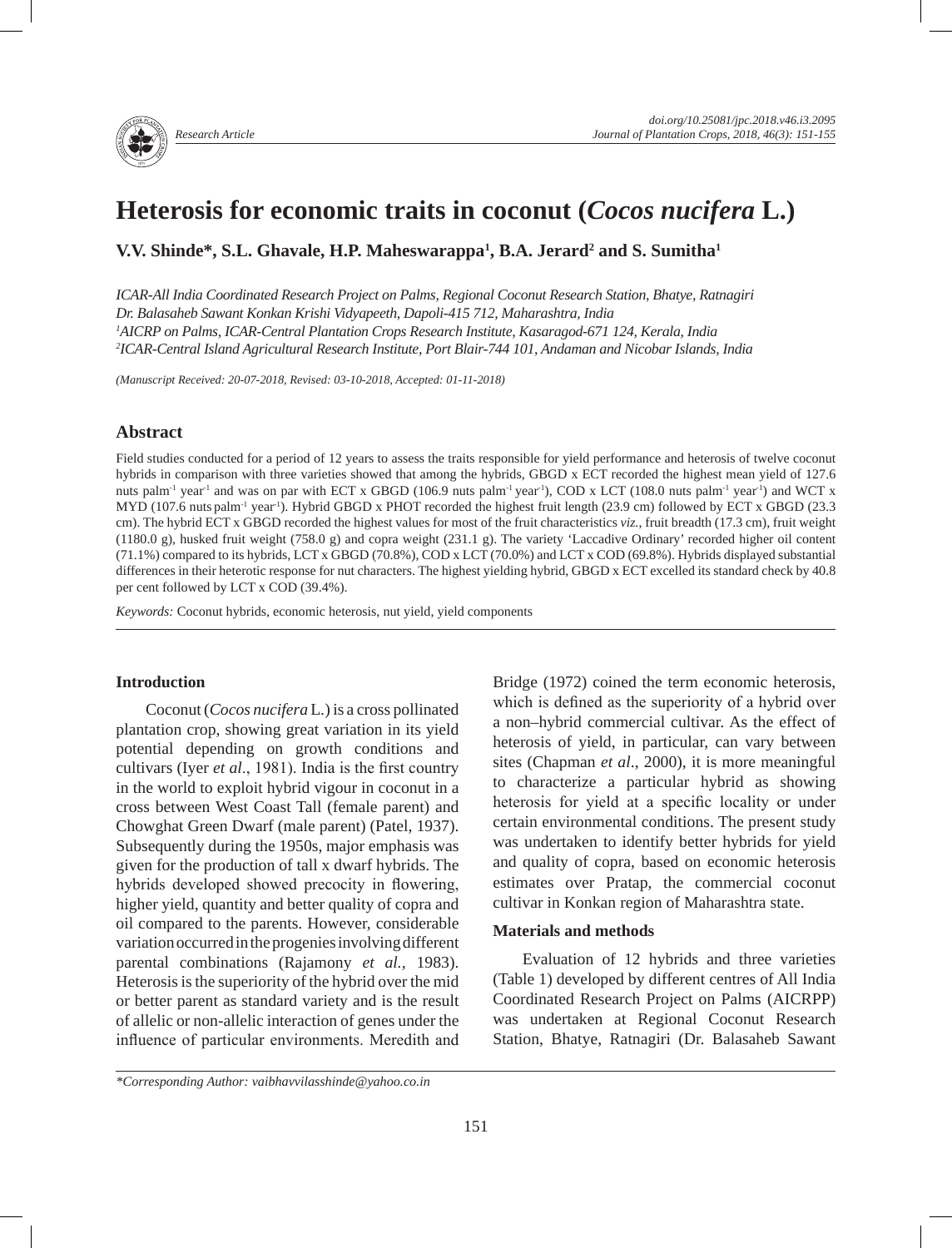Research Article

# Heterosis for economic traits in coconut (*Cocos nucifera* L.)

**V.V. Shinde*, S.L. Ghavale, H.P. Maheswarappa[1], B.A. Jerard[2] and S. Sumitha[1]**

*ICAR-All India Coordinated Research Project on Palms, Regional Coconut Research Station, Bhatye, Ratnagiri*
*Dr. Balasaheb Sawant Konkan Krishi Vidyapeeth, Dapoli-415 712, Maharashtra, India*
*[1]AICRP on Palms, ICAR-Central Plantation Crops Research Institute, Kasaragod-671 124, Kerala, India*
*[2]ICAR-Central Island Agricultural Research Institute, Port Blair-744 101, Andaman and Nicobar Islands, India*

*(Manuscript Received: 20-07-2018, Revised: 03-10-2018, Accepted: 01-11-2018)*

## Abstract

Field studies conducted for a period of 12 years to assess the traits responsible for yield performance and heterosis of twelve coconut hybrids in comparison with three varieties showed that among the hybrids, GBGD x ECT recorded the highest mean yield of 127.6 nuts palm$^{-1}$ year$^{-1}$ and was on par with ECT x GBGD (106.9 nuts palm$^{-1}$ year$^{-1}$), COD x LCT (108.0 nuts palm$^{-1}$ year$^{-1}$) and WCT x MYD (107.6 nuts palm$^{-1}$ year$^{-1}$). Hybrid GBGD x PHOT recorded the highest fruit length (23.9 cm) followed by ECT x GBGD (23.3 cm). The hybrid ECT x GBGD recorded the highest values for most of the fruit characteristics *viz.*, fruit breadth (17.3 cm), fruit weight (1180.0 g), husked fruit weight (758.0 g) and copra weight (231.1 g). The variety 'Laccadive Ordinary' recorded higher oil content (71.1%) compared to its hybrids, LCT x GBGD (70.8%), COD x LCT (70.0%) and LCT x COD (69.8%). Hybrids displayed substantial differences in their heterotic response for nut characters. The highest yielding hybrid, GBGD x ECT excelled its standard check by 40.8 per cent followed by LCT x COD (39.4%).

*Keywords:* Coconut hybrids, economic heterosis, nut yield, yield components

### Introduction

Coconut (*Cocos nucifera* L.) is a cross pollinated plantation crop, showing great variation in its yield potential depending on growth conditions and cultivars (Iyer *et al*., 1981). India is the first country in the world to exploit hybrid vigour in coconut in a cross between West Coast Tall (female parent) and Chowghat Green Dwarf (male parent) (Patel, 1937). Subsequently during the 1950s, major emphasis was given for the production of tall x dwarf hybrids. The hybrids developed showed precocity in flowering, higher yield, quantity and better quality of copra and oil compared to the parents. However, considerable variation occurred in the progenies involving different parental combinations (Rajamony *et al.,* 1983). Heterosis is the superiority of the hybrid over the mid or better parent as standard variety and is the result of allelic or non-allelic interaction of genes under the influence of particular environments. Meredith and Bridge (1972) coined the term economic heterosis, which is defined as the superiority of a hybrid over a non–hybrid commercial cultivar. As the effect of heterosis of yield, in particular, can vary between sites (Chapman *et al*., 2000), it is more meaningful to characterize a particular hybrid as showing heterosis for yield at a specific locality or under certain environmental conditions. The present study was undertaken to identify better hybrids for yield and quality of copra, based on economic heterosis estimates over Pratap, the commercial coconut cultivar in Konkan region of Maharashtra state.

### Materials and methods

Evaluation of 12 hybrids and three varieties (Table 1) developed by different centres of All India Coordinated Research Project on Palms (AICRPP) was undertaken at Regional Coconut Research Station, Bhatye, Ratnagiri (Dr. Balasaheb Sawant

*\*Corresponding Author: vaibhavvilasshinde@yahoo.co.in*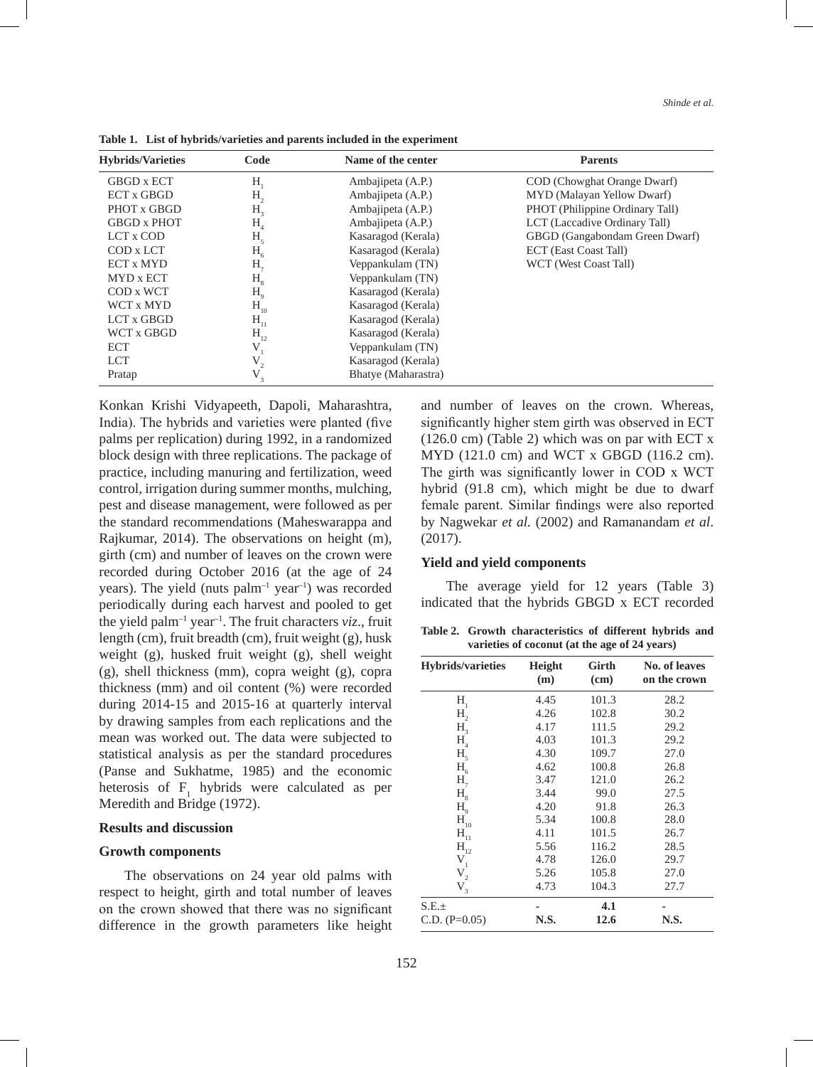**Table 1. List of hybrids/varieties and parents included in the experiment**

| Hybrids/Varieties | Code | Name of the center | Parents |
|---|---|---|---|
| GBGD x ECT | $H_1$ | Ambajipeta (A.P.) | COD (Chowghat Orange Dwarf) |
| ECT x GBGD | $H_2$ | Ambajipeta (A.P.) | MYD (Malayan Yellow Dwarf) |
| PHOT x GBGD | $H_3$ | Ambajipeta (A.P.) | PHOT (Philippine Ordinary Tall) |
| GBGD x PHOT | $H_4$ | Ambajipeta (A.P.) | LCT (Laccadive Ordinary Tall) |
| LCT x COD | $H_5$ | Kasaragod (Kerala) | GBGD (Gangabondam Green Dwarf) |
| COD x LCT | $H_6$ | Kasaragod (Kerala) | ECT (East Coast Tall) |
| ECT x MYD | $H_7$ | Veppankulam (TN) | WCT (West Coast Tall) |
| MYD x ECT | $H_8$ | Veppankulam (TN) | |
| COD x WCT | $H_9$ | Kasaragod (Kerala) | |
| WCT x MYD | $H_{10}$ | Kasaragod (Kerala) | |
| LCT x GBGD | $H_{11}$ | Kasaragod (Kerala) | |
| WCT x GBGD | $H_{12}$ | Kasaragod (Kerala) | |
| ECT | $V_1$ | Veppankulam (TN) | |
| LCT | $V_2$ | Kasaragod (Kerala) | |
| Pratap | $V_3$ | Bhatye (Maharastra) | |

Konkan Krishi Vidyapeeth, Dapoli, Maharashtra, India). The hybrids and varieties were planted (five palms per replication) during 1992, in a randomized block design with three replications. The package of practice, including manuring and fertilization, weed control, irrigation during summer months, mulching, pest and disease management, were followed as per the standard recommendations (Maheswarappa and Rajkumar, 2014). The observations on height (m), girth (cm) and number of leaves on the crown were recorded during October 2016 (at the age of 24 years). The yield (nuts palm$^{-1}$ year$^{-1}$) was recorded periodically during each harvest and pooled to get the yield palm$^{-1}$ year$^{-1}$. The fruit characters *viz*., fruit length (cm), fruit breadth (cm), fruit weight (g), husk weight (g), husked fruit weight (g), shell weight (g), shell thickness (mm), copra weight (g), copra thickness (mm) and oil content (%) were recorded during 2014-15 and 2015-16 at quarterly interval by drawing samples from each replications and the mean was worked out. The data were subjected to statistical analysis as per the standard procedures (Panse and Sukhatme, 1985) and the economic heterosis of $F_1$ hybrids were calculated as per Meredith and Bridge (1972).

## Results and discussion

### Growth components

The observations on 24 year old palms with respect to height, girth and total number of leaves on the crown showed that there was no significant difference in the growth parameters like height and number of leaves on the crown. Whereas, significantly higher stem girth was observed in ECT (126.0 cm) (Table 2) which was on par with ECT x MYD (121.0 cm) and WCT x GBGD (116.2 cm). The girth was significantly lower in COD x WCT hybrid (91.8 cm), which might be due to dwarf female parent. Similar findings were also reported by Nagwekar *et al.* (2002) and Ramanandam *et al*. (2017).

### Yield and yield components

The average yield for 12 years (Table 3) indicated that the hybrids GBGD x ECT recorded

**Table 2. Growth characteristics of different hybrids and varieties of coconut (at the age of 24 years)**

| Hybrids/varieties | Height (m) | Girth (cm) | No. of leaves on the crown |
|---|---|---|---|
| $H_1$ | 4.45 | 101.3 | 28.2 |
| $H_2$ | 4.26 | 102.8 | 30.2 |
| $H_3$ | 4.17 | 111.5 | 29.2 |
| $H_4$ | 4.03 | 101.3 | 29.2 |
| $H_5$ | 4.30 | 109.7 | 27.0 |
| $H_6$ | 4.62 | 100.8 | 26.8 |
| $H_7$ | 3.47 | 121.0 | 26.2 |
| $H_8$ | 3.44 | 99.0 | 27.5 |
| $H_9$ | 4.20 | 91.8 | 26.3 |
| $H_{10}$ | 5.34 | 100.8 | 28.0 |
| $H_{11}$ | 4.11 | 101.5 | 26.7 |
| $H_{12}$ | 5.56 | 116.2 | 28.5 |
| $V_1$ | 4.78 | 126.0 | 29.7 |
| $V_2$ | 5.26 | 105.8 | 27.0 |
| $V_3$ | 4.73 | 104.3 | 27.7 |
| S.E.± | - | **4.1** | - |
| C.D. (P=0.05) | **N.S.** | **12.6** | **N.S.** |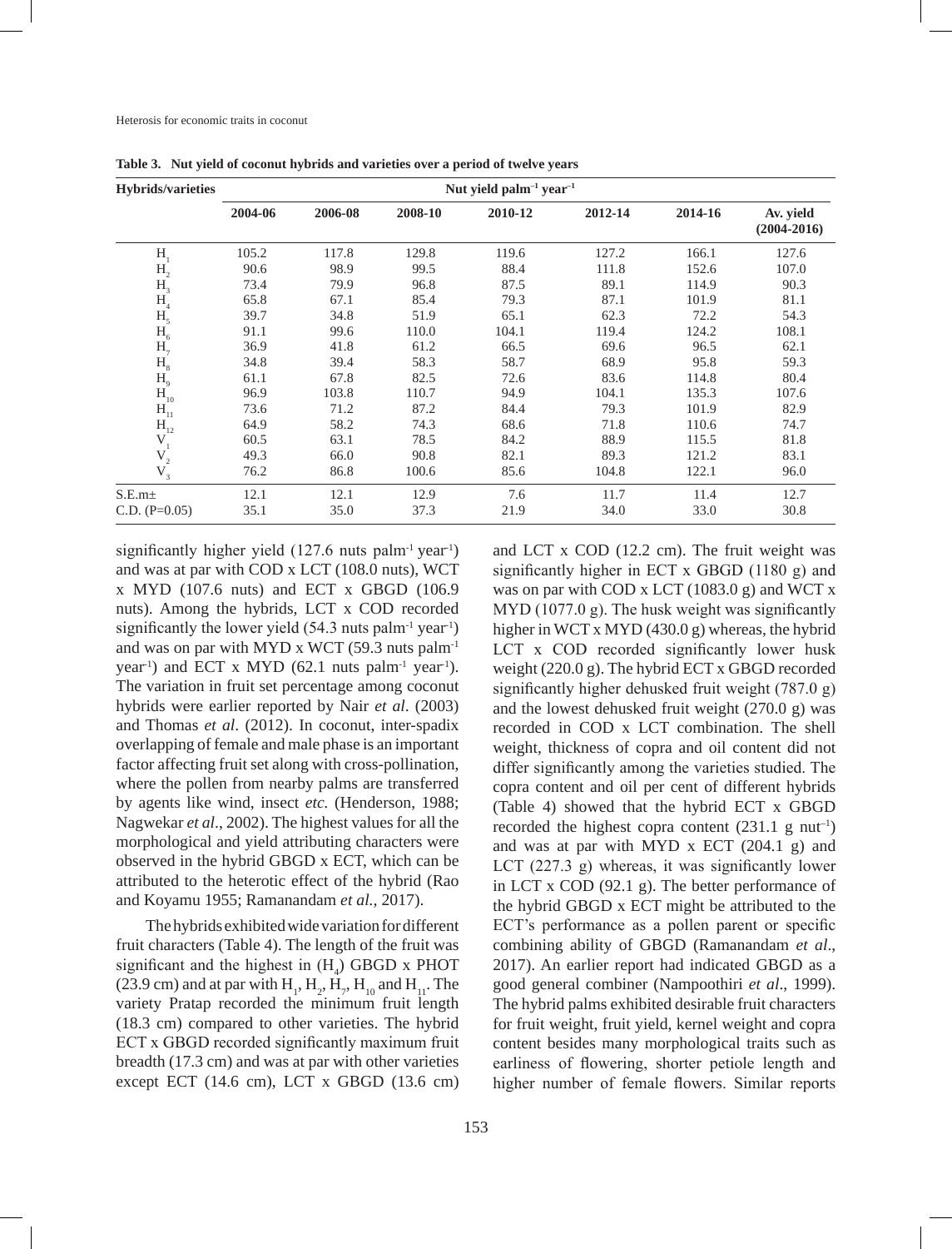**Table 3. Nut yield of coconut hybrids and varieties over a period of twelve years**

| Hybrids/varieties | Nut yield palm$^{-1}$ year$^{-1}$ | | | | | | |
|---|---|---|---|---|---|---|---|
| | 2004-06 | 2006-08 | 2008-10 | 2010-12 | 2012-14 | 2014-16 | Av. yield (2004-2016) |
| $H_1$ | 105.2 | 117.8 | 129.8 | 119.6 | 127.2 | 166.1 | 127.6 |
| $H_2$ | 90.6 | 98.9 | 99.5 | 88.4 | 111.8 | 152.6 | 107.0 |
| $H_3$ | 73.4 | 79.9 | 96.8 | 87.5 | 89.1 | 114.9 | 90.3 |
| $H_4$ | 65.8 | 67.1 | 85.4 | 79.3 | 87.1 | 101.9 | 81.1 |
| $H_5$ | 39.7 | 34.8 | 51.9 | 65.1 | 62.3 | 72.2 | 54.3 |
| $H_6$ | 91.1 | 99.6 | 110.0 | 104.1 | 119.4 | 124.2 | 108.1 |
| $H_7$ | 36.9 | 41.8 | 61.2 | 66.5 | 69.6 | 96.5 | 62.1 |
| $H_8$ | 34.8 | 39.4 | 58.3 | 58.7 | 68.9 | 95.8 | 59.3 |
| $H_9$ | 61.1 | 67.8 | 82.5 | 72.6 | 83.6 | 114.8 | 80.4 |
| $H_{10}$ | 96.9 | 103.8 | 110.7 | 94.9 | 104.1 | 135.3 | 107.6 |
| $H_{11}$ | 73.6 | 71.2 | 87.2 | 84.4 | 79.3 | 101.9 | 82.9 |
| $H_{12}$ | 64.9 | 58.2 | 74.3 | 68.6 | 71.8 | 110.6 | 74.7 |
| $V_1$ | 60.5 | 63.1 | 78.5 | 84.2 | 88.9 | 115.5 | 81.8 |
| $V_2$ | 49.3 | 66.0 | 90.8 | 82.1 | 89.3 | 121.2 | 83.1 |
| $V_3$ | 76.2 | 86.8 | 100.6 | 85.6 | 104.8 | 122.1 | 96.0 |
| S.E.m± | 12.1 | 12.1 | 12.9 | 7.6 | 11.7 | 11.4 | 12.7 |
| C.D. (P=0.05) | 35.1 | 35.0 | 37.3 | 21.9 | 34.0 | 33.0 | 30.8 |

significantly higher yield (127.6 nuts palm$^{-1}$ year$^{-1}$) and was at par with COD x LCT (108.0 nuts), WCT x MYD (107.6 nuts) and ECT x GBGD (106.9 nuts). Among the hybrids, LCT x COD recorded significantly the lower yield (54.3 nuts palm$^{-1}$ year$^{-1}$) and was on par with MYD x WCT (59.3 nuts palm$^{-1}$ year$^{-1}$) and ECT x MYD (62.1 nuts palm$^{-1}$ year$^{-1}$). The variation in fruit set percentage among coconut hybrids were earlier reported by Nair *et al*. (2003) and Thomas *et al*. (2012). In coconut, inter-spadix overlapping of female and male phase is an important factor affecting fruit set along with cross-pollination, where the pollen from nearby palms are transferred by agents like wind, insect *etc.* (Henderson, 1988; Nagwekar *et al*., 2002). The highest values for all the morphological and yield attributing characters were observed in the hybrid GBGD x ECT, which can be attributed to the heterotic effect of the hybrid (Rao and Koyamu 1955; Ramanandam *et al.,* 2017).

The hybrids exhibited wide variation for different fruit characters (Table 4). The length of the fruit was significant and the highest in ($H_4$) GBGD x PHOT (23.9 cm) and at par with $H_1$, $H_2$, $H_7$, $H_{10}$ and $H_{11}$. The variety Pratap recorded the minimum fruit length (18.3 cm) compared to other varieties. The hybrid ECT x GBGD recorded significantly maximum fruit breadth (17.3 cm) and was at par with other varieties except ECT (14.6 cm), LCT x GBGD (13.6 cm) and LCT x COD (12.2 cm). The fruit weight was significantly higher in ECT x GBGD (1180 g) and was on par with COD x LCT (1083.0 g) and WCT x MYD (1077.0 g). The husk weight was significantly higher in WCT x MYD (430.0 g) whereas, the hybrid LCT x COD recorded significantly lower husk weight (220.0 g). The hybrid ECT x GBGD recorded significantly higher dehusked fruit weight (787.0 g) and the lowest dehusked fruit weight (270.0 g) was recorded in COD x LCT combination. The shell weight, thickness of copra and oil content did not differ significantly among the varieties studied. The copra content and oil per cent of different hybrids (Table 4) showed that the hybrid ECT x GBGD recorded the highest copra content (231.1 g nut$^{-1}$) and was at par with MYD x ECT (204.1 g) and LCT (227.3 g) whereas, it was significantly lower in LCT x COD (92.1 g). The better performance of the hybrid GBGD x ECT might be attributed to the ECT's performance as a pollen parent or specific combining ability of GBGD (Ramanandam *et al*., 2017). An earlier report had indicated GBGD as a good general combiner (Nampoothiri *et al*., 1999). The hybrid palms exhibited desirable fruit characters for fruit weight, fruit yield, kernel weight and copra content besides many morphological traits such as earliness of flowering, shorter petiole length and higher number of female flowers. Similar reports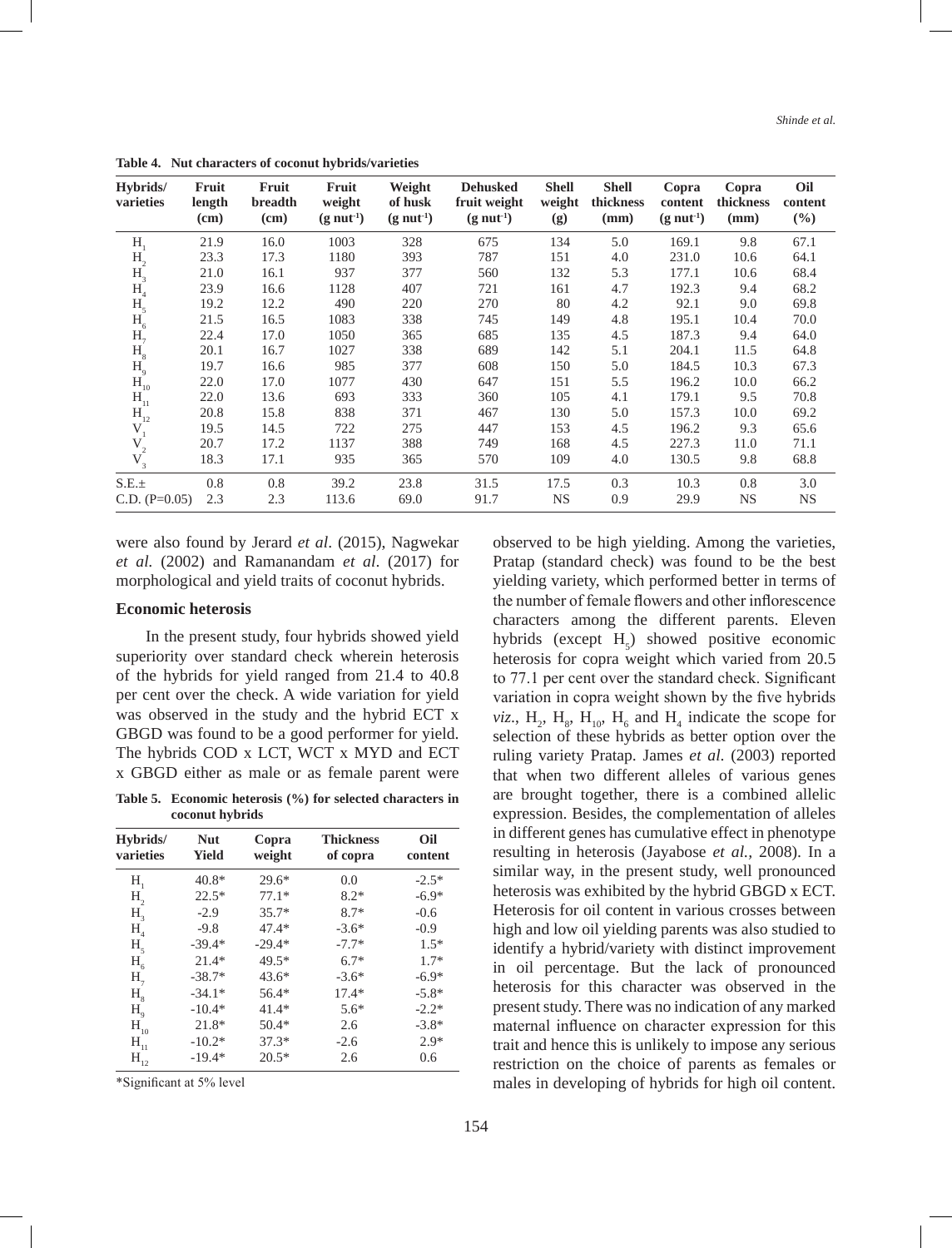**Table 4. Nut characters of coconut hybrids/varieties**

| Hybrids/ varieties | Fruit length (cm) | Fruit breadth (cm) | Fruit weight (g nut$^{-1}$) | Weight of husk (g nut$^{-1}$) | Dehusked fruit weight (g nut$^{-1}$) | Shell weight (g) | Shell thickness (mm) | Copra content (g nut$^{-1}$) | Copra thickness (mm) | Oil content (%) |
|---|---|---|---|---|---|---|---|---|---|---|
| $H_1$ | 21.9 | 16.0 | 1003 | 328 | 675 | 134 | 5.0 | 169.1 | 9.8 | 67.1 |
| $H_2$ | 23.3 | 17.3 | 1180 | 393 | 787 | 151 | 4.0 | 231.0 | 10.6 | 64.1 |
| $H_3$ | 21.0 | 16.1 | 937 | 377 | 560 | 132 | 5.3 | 177.1 | 10.6 | 68.4 |
| $H_4$ | 23.9 | 16.6 | 1128 | 407 | 721 | 161 | 4.7 | 192.3 | 9.4 | 68.2 |
| $H_5$ | 19.2 | 12.2 | 490 | 220 | 270 | 80 | 4.2 | 92.1 | 9.0 | 69.8 |
| $H_6$ | 21.5 | 16.5 | 1083 | 338 | 745 | 149 | 4.8 | 195.1 | 10.4 | 70.0 |
| $H_7$ | 22.4 | 17.0 | 1050 | 365 | 685 | 135 | 4.5 | 187.3 | 9.4 | 64.0 |
| $H_8$ | 20.1 | 16.7 | 1027 | 338 | 689 | 142 | 5.1 | 204.1 | 11.5 | 64.8 |
| $H_9$ | 19.7 | 16.6 | 985 | 377 | 608 | 150 | 5.0 | 184.5 | 10.3 | 67.3 |
| $H_{10}$ | 22.0 | 17.0 | 1077 | 430 | 647 | 151 | 5.5 | 196.2 | 10.0 | 66.2 |
| $H_{11}$ | 22.0 | 13.6 | 693 | 333 | 360 | 105 | 4.1 | 179.1 | 9.5 | 70.8 |
| $H_{12}$ | 20.8 | 15.8 | 838 | 371 | 467 | 130 | 5.0 | 157.3 | 10.0 | 69.2 |
| $V_1$ | 19.5 | 14.5 | 722 | 275 | 447 | 153 | 4.5 | 196.2 | 9.3 | 65.6 |
| $V_2$ | 20.7 | 17.2 | 1137 | 388 | 749 | 168 | 4.5 | 227.3 | 11.0 | 71.1 |
| $V_3$ | 18.3 | 17.1 | 935 | 365 | 570 | 109 | 4.0 | 130.5 | 9.8 | 68.8 |
| S.E.± | 0.8 | 0.8 | 39.2 | 23.8 | 31.5 | 17.5 | 0.3 | 10.3 | 0.8 | 3.0 |
| C.D. (P=0.05) | 2.3 | 2.3 | 113.6 | 69.0 | 91.7 | NS | 0.9 | 29.9 | NS | NS |

were also found by Jerard *et al.* (2015), Nagwekar *et al.* (2002) and Ramanandam *et al.* (2017) for morphological and yield traits of coconut hybrids.

### Economic heterosis

In the present study, four hybrids showed yield superiority over standard check wherein heterosis of the hybrids for yield ranged from 21.4 to 40.8 per cent over the check. A wide variation for yield was observed in the study and the hybrid ECT x GBGD was found to be a good performer for yield. The hybrids COD x LCT, WCT x MYD and ECT x GBGD either as male or as female parent were observed to be high yielding. Among the varieties, Pratap (standard check) was found to be the best yielding variety, which performed better in terms of the number of female flowers and other inflorescence characters among the different parents. Eleven hybrids (except $H_5$) showed positive economic heterosis for copra weight which varied from 20.5 to 77.1 per cent over the standard check. Significant variation in copra weight shown by the five hybrids *viz.*, $H_2$, $H_8$, $H_{10}$, $H_6$ and $H_4$ indicate the scope for selection of these hybrids as better option over the ruling variety Pratap. James *et al.* (2003) reported that when two different alleles of various genes are brought together, there is a combined allelic expression. Besides, the complementation of alleles in different genes has cumulative effect in phenotype resulting in heterosis (Jayabose *et al.*, 2008). In a similar way, in the present study, well pronounced heterosis was exhibited by the hybrid GBGD x ECT. Heterosis for oil content in various crosses between high and low oil yielding parents was also studied to identify a hybrid/variety with distinct improvement in oil percentage. But the lack of pronounced heterosis for this character was observed in the present study. There was no indication of any marked maternal influence on character expression for this trait and hence this is unlikely to impose any serious restriction on the choice of parents as females or males in developing of hybrids for high oil content.

**Table 5. Economic heterosis (%) for selected characters in coconut hybrids**

| Hybrids/ varieties | Nut Yield | Copra weight | Thickness of copra | Oil content |
|---|---|---|---|---|
| $H_1$ | 40.8* | 29.6* | 0.0 | -2.5* |
| $H_2$ | 22.5* | 77.1* | 8.2* | -6.9* |
| $H_3$ | -2.9 | 35.7* | 8.7* | -0.6 |
| $H_4$ | -9.8 | 47.4* | -3.6* | -0.9 |
| $H_5$ | -39.4* | -29.4* | -7.7* | 1.5* |
| $H_6$ | 21.4* | 49.5* | 6.7* | 1.7* |
| $H_7$ | -38.7* | 43.6* | -3.6* | -6.9* |
| $H_8$ | -34.1* | 56.4* | 17.4* | -5.8* |
| $H_9$ | -10.4* | 41.4* | 5.6* | -2.2* |
| $H_{10}$ | 21.8* | 50.4* | 2.6 | -3.8* |
| $H_{11}$ | -10.2* | 37.3* | -2.6 | 2.9* |
| $H_{12}$ | -19.4* | 20.5* | 2.6 | 0.6 |

*Significant at 5% level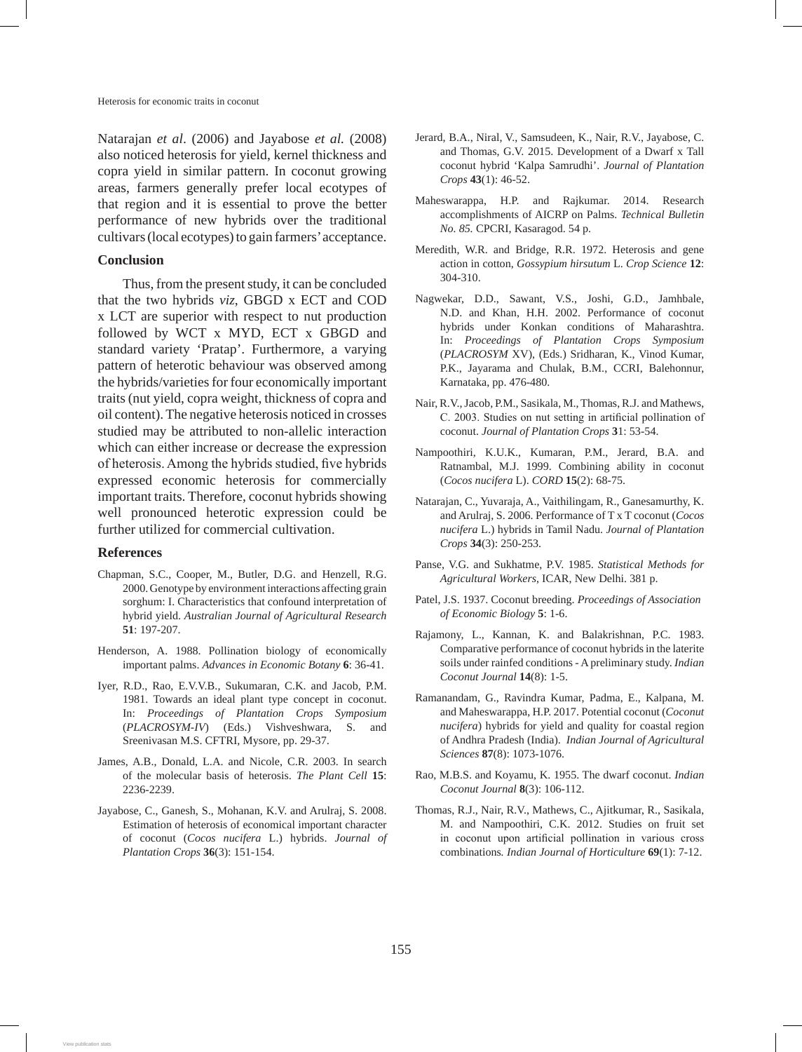Natarajan *et al*. (2006) and Jayabose *et al.* (2008) also noticed heterosis for yield, kernel thickness and copra yield in similar pattern. In coconut growing areas, farmers generally prefer local ecotypes of that region and it is essential to prove the better performance of new hybrids over the traditional cultivars (local ecotypes) to gain farmers' acceptance.

## Conclusion

Thus, from the present study, it can be concluded that the two hybrids *viz*, GBGD x ECT and COD x LCT are superior with respect to nut production followed by WCT x MYD, ECT x GBGD and standard variety 'Pratap'. Furthermore, a varying pattern of heterotic behaviour was observed among the hybrids/varieties for four economically important traits (nut yield, copra weight, thickness of copra and oil content). The negative heterosis noticed in crosses studied may be attributed to non-allelic interaction which can either increase or decrease the expression of heterosis. Among the hybrids studied, five hybrids expressed economic heterosis for commercially important traits. Therefore, coconut hybrids showing well pronounced heterotic expression could be further utilized for commercial cultivation.

## References

Chapman, S.C., Cooper, M., Butler, D.G. and Henzell, R.G. 2000. Genotype by environment interactions affecting grain sorghum: I. Characteristics that confound interpretation of hybrid yield. *Australian Journal of Agricultural Research* **51**: 197-207.

Henderson, A. 1988. Pollination biology of economically important palms. *Advances in Economic Botany* **6**: 36-41.

Iyer, R.D., Rao, E.V.V.B., Sukumaran, C.K. and Jacob, P.M. 1981. Towards an ideal plant type concept in coconut. In: *Proceedings of Plantation Crops Symposium* (*PLACROSYM-IV*) (Eds.) Vishveshwara, S. and Sreenivasan M.S. CFTRI, Mysore, pp. 29-37.

James, A.B., Donald, L.A. and Nicole, C.R. 2003. In search of the molecular basis of heterosis. *The Plant Cell* **15**: 2236-2239.

Jayabose, C., Ganesh, S., Mohanan, K.V. and Arulraj, S. 2008. Estimation of heterosis of economical important character of coconut (*Cocos nucifera* L.) hybrids. *Journal of Plantation Crops* **36**(3): 151-154.

Jerard, B.A., Niral, V., Samsudeen, K., Nair, R.V., Jayabose, C. and Thomas, G.V. 2015. Development of a Dwarf x Tall coconut hybrid 'Kalpa Samrudhi'. *Journal of Plantation Crops* **43**(1): 46-52.

Maheswarappa, H.P. and Rajkumar. 2014. Research accomplishments of AICRP on Palms. *Technical Bulletin No. 85.* CPCRI, Kasaragod. 54 p.

Meredith, W.R. and Bridge, R.R. 1972. Heterosis and gene action in cotton, *Gossypium hirsutum* L. *Crop Science* **12**: 304-310.

Nagwekar, D.D., Sawant, V.S., Joshi, G.D., Jamhbale, N.D. and Khan, H.H. 2002. Performance of coconut hybrids under Konkan conditions of Maharashtra. In: *Proceedings of Plantation Crops Symposium* (*PLACROSYM* XV), (Eds.) Sridharan, K., Vinod Kumar, P.K., Jayarama and Chulak, B.M., CCRI, Balehonnur, Karnataka, pp. 476-480.

Nair, R.V., Jacob, P.M., Sasikala, M., Thomas, R.J. and Mathews, C. 2003. Studies on nut setting in artificial pollination of coconut. *Journal of Plantation Crops* **3**1: 53-54.

Nampoothiri, K.U.K., Kumaran, P.M., Jerard, B.A. and Ratnambal, M.J. 1999. Combining ability in coconut (*Cocos nucifera* L). *CORD* **15**(2): 68-75.

Natarajan, C., Yuvaraja, A., Vaithilingam, R., Ganesamurthy, K. and Arulraj, S. 2006. Performance of T x T coconut (*Cocos nucifera* L.) hybrids in Tamil Nadu. *Journal of Plantation Crops* **34**(3): 250-253.

Panse, V.G. and Sukhatme, P.V. 1985. *Statistical Methods for Agricultural Workers*, ICAR, New Delhi. 381 p.

Patel, J.S. 1937. Coconut breeding. *Proceedings of Association of Economic Biology* **5**: 1-6.

Rajamony, L., Kannan, K. and Balakrishnan, P.C. 1983. Comparative performance of coconut hybrids in the laterite soils under rainfed conditions - A preliminary study. *Indian Coconut Journal* **14**(8): 1-5.

Ramanandam, G., Ravindra Kumar, Padma, E., Kalpana, M. and Maheswarappa, H.P. 2017. Potential coconut (*Coconut nucifera*) hybrids for yield and quality for coastal region of Andhra Pradesh (India). *Indian Journal of Agricultural Sciences* **87**(8): 1073-1076.

Rao, M.B.S. and Koyamu, K. 1955. The dwarf coconut. *Indian Coconut Journal* **8**(3): 106-112.

Thomas, R.J., Nair, R.V., Mathews, C., Ajitkumar, R., Sasikala, M. and Nampoothiri, C.K. 2012. Studies on fruit set in coconut upon artificial pollination in various cross combinations. *Indian Journal of Horticulture* **69**(1): 7-12.